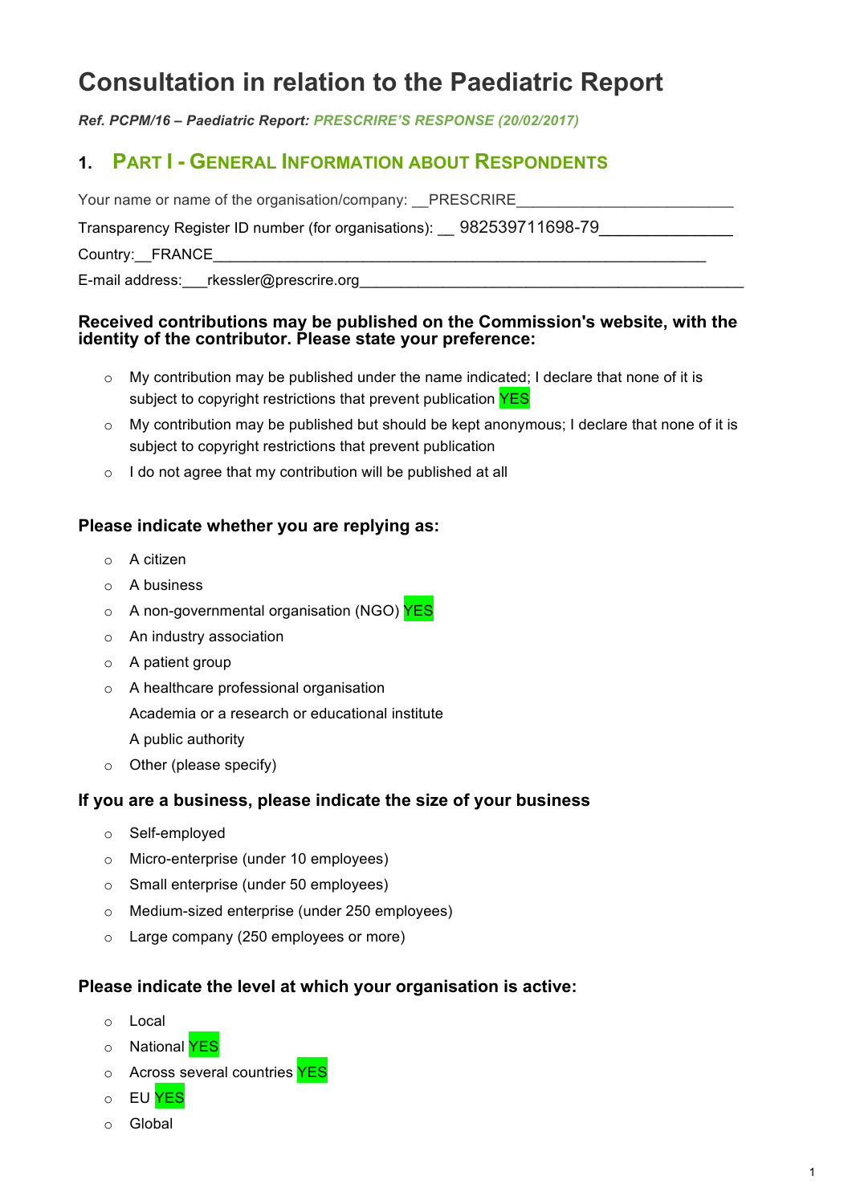# Consultation in relation to the Paediatric Report

***Ref. PCPM/16 – Paediatric Report: PRESCRIRE'S RESPONSE (20/02/2017)***

## 1. Part I - General Information about Respondents

Your name or name of the organisation/company: __PRESCRIRE________________________

Transparency Register ID number (for organisations): __ 982539711698-79_______________

Country:__FRANCE____________________________________________________________

E-mail address:___rkessler@prescrire.org_______________________________________________

**Received contributions may be published on the Commission's website, with the identity of the contributor. Please state your preference:**

- My contribution may be published under the name indicated; I declare that none of it is subject to copyright restrictions that prevent publication YES
- My contribution may be published but should be kept anonymous; I declare that none of it is subject to copyright restrictions that prevent publication
- I do not agree that my contribution will be published at all

**Please indicate whether you are replying as:**

- A citizen
- A business
- A non-governmental organisation (NGO) YES
- An industry association
- A patient group
- A healthcare professional organisation
- Academia or a research or educational institute
- A public authority
- Other (please specify)

**If you are a business, please indicate the size of your business**

- Self-employed
- Micro-enterprise (under 10 employees)
- Small enterprise (under 50 employees)
- Medium-sized enterprise (under 250 employees)
- Large company (250 employees or more)

**Please indicate the level at which your organisation is active:**

- Local
- National YES
- Across several countries YES
- EU YES
- Global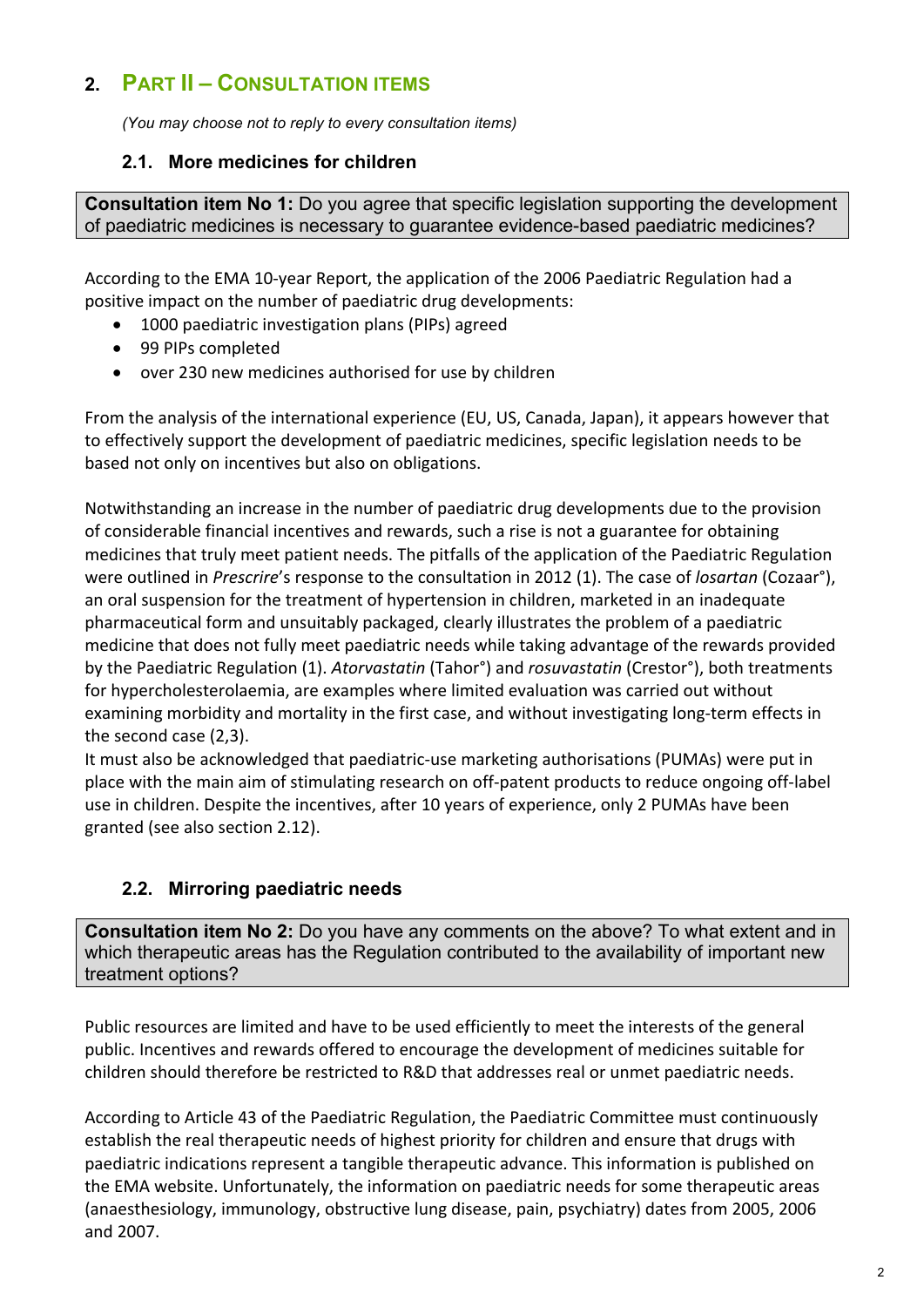## 2. Part II – Consultation items

*(You may choose not to reply to every consultation items)*

### 2.1. More medicines for children

**Consultation item No 1:** Do you agree that specific legislation supporting the development of paediatric medicines is necessary to guarantee evidence-based paediatric medicines?

According to the EMA 10-year Report, the application of the 2006 Paediatric Regulation had a positive impact on the number of paediatric drug developments:

- 1000 paediatric investigation plans (PIPs) agreed
- 99 PIPs completed
- over 230 new medicines authorised for use by children

From the analysis of the international experience (EU, US, Canada, Japan), it appears however that to effectively support the development of paediatric medicines, specific legislation needs to be based not only on incentives but also on obligations.

Notwithstanding an increase in the number of paediatric drug developments due to the provision of considerable financial incentives and rewards, such a rise is not a guarantee for obtaining medicines that truly meet patient needs. The pitfalls of the application of the Paediatric Regulation were outlined in *Prescrire*'s response to the consultation in 2012 (1). The case of *losartan* (Cozaar°), an oral suspension for the treatment of hypertension in children, marketed in an inadequate pharmaceutical form and unsuitably packaged, clearly illustrates the problem of a paediatric medicine that does not fully meet paediatric needs while taking advantage of the rewards provided by the Paediatric Regulation (1). *Atorvastatin* (Tahor°) and *rosuvastatin* (Crestor°), both treatments for hypercholesterolaemia, are examples where limited evaluation was carried out without examining morbidity and mortality in the first case, and without investigating long-term effects in the seconde case (2,3).
It must also be acknowledged that paediatric-use marketing authorisations (PUMAs) were put in place with the main aim of stimulating research on off-patent products to reduce ongoing off-label use in children. Despite the incentives, after 10 years of experience, only 2 PUMAs have been granted (see also section 2.12).

### 2.2. Mirroring paediatric needs

**Consultation item No 2:** Do you have any comments on the above? To what extent and in which therapeutic areas has the Regulation contributed to the availability of important new treatment options?

Public resources are limited and have to be used efficiently to meet the interests of the general public. Incentives and rewards offered to encourage the development of medicines suitable for children should therefore be restricted to R&D that addresses real or unmet paediatric needs.

According to Article 43 of the Paediatric Regulation, the Paediatric Committee must continuously establish the real therapeutic needs of highest priority for children and ensure that drugs with paediatric indications represent a tangible therapeutic advance. This information is published on the EMA website. Unfortunately, the information on paediatric needs for some therapeutic areas (anaesthesiology, immunology, obstructive lung disease, pain, psychiatry) dates from 2005, 2006 and 2007.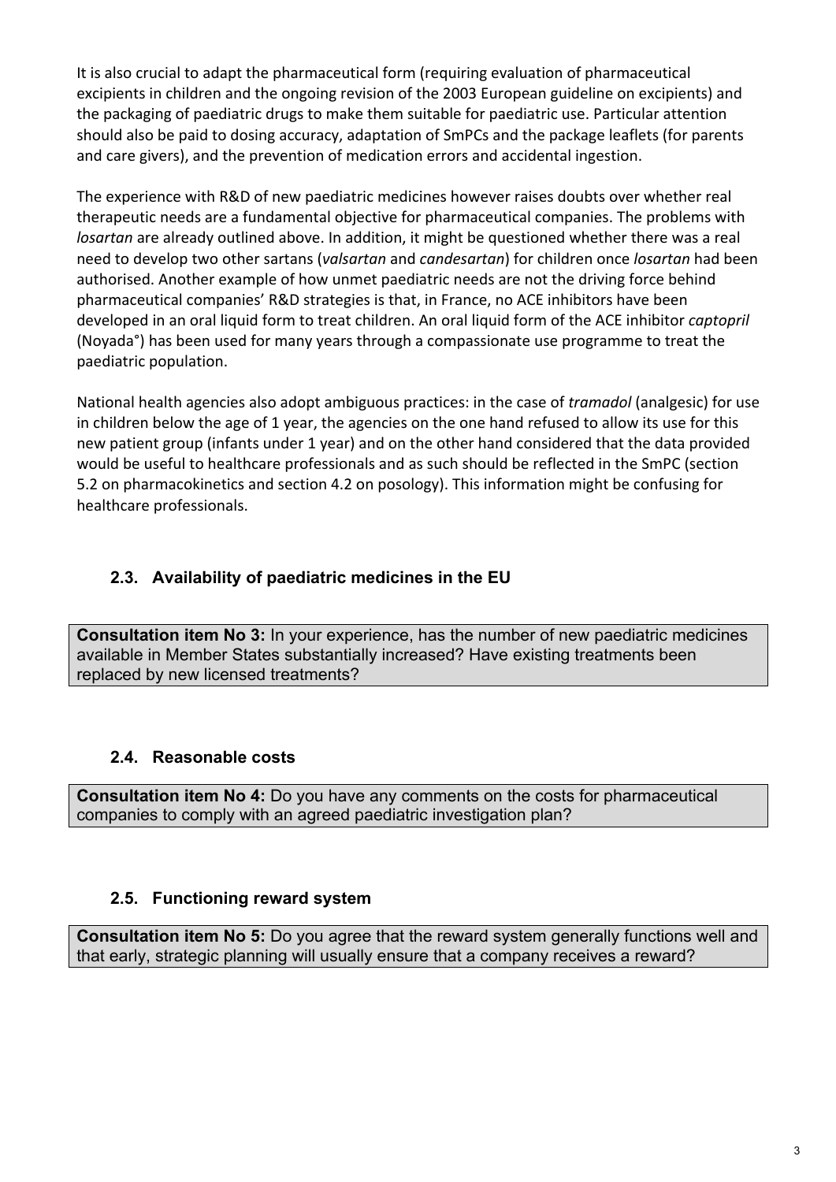It is also crucial to adapt the pharmaceutical form (requiring evaluation of pharmaceutical excipients in children and the ongoing revision of the 2003 European guideline on excipients) and the packaging of paediatric drugs to make them suitable for paediatric use. Particular attention should also be paid to dosing accuracy, adaptation of SmPCs and the package leaflets (for parents and care givers), and the prevention of medication errors and accidental ingestion.

The experience with R&D of new paediatric medicines however raises doubts over whether real therapeutic needs are a fundamental objective for pharmaceutical companies. The problems with *losartan* are already outlined above. In addition, it might be questioned whether there was a real need to develop two other sartans (*valsartan* and *candesartan*) for children once *losartan* had been authorised. Another example of how unmet paediatric needs are not the driving force behind pharmaceutical companies' R&D strategies is that, in France, no ACE inhibitors have been developed in an oral liquid form to treat children. An oral liquid form of the ACE inhibitor *captopril* (Noyada°) has been used for many years through a compassionate use programme to treat the paediatric population.

National health agencies also adopt ambiguous practices: in the case of *tramadol* (analgesic) for use in children below the age of 1 year, the agencies on the one hand refused to allow its use for this new patient group (infants under 1 year) and on the other hand considered that the data provided would be useful to healthcare professionals and as such should be reflected in the SmPC (section 5.2 on pharmacokinetics and section 4.2 on posology). This information might be confusing for healthcare professionals.

### 2.3. Availability of paediatric medicines in the EU

**Consultation item No 3:** In your experience, has the number of new paediatric medicines available in Member States substantially increased? Have existing treatments been replaced by new licensed treatments?

### 2.4. Reasonable costs

**Consultation item No 4:** Do you have any comments on the costs for pharmaceutical companies to comply with an agreed paediatric investigation plan?

### 2.5. Functioning reward system

**Consultation item No 5:** Do you agree that the reward system generally functions well and that early, strategic planning will usually ensure that a company receives a reward?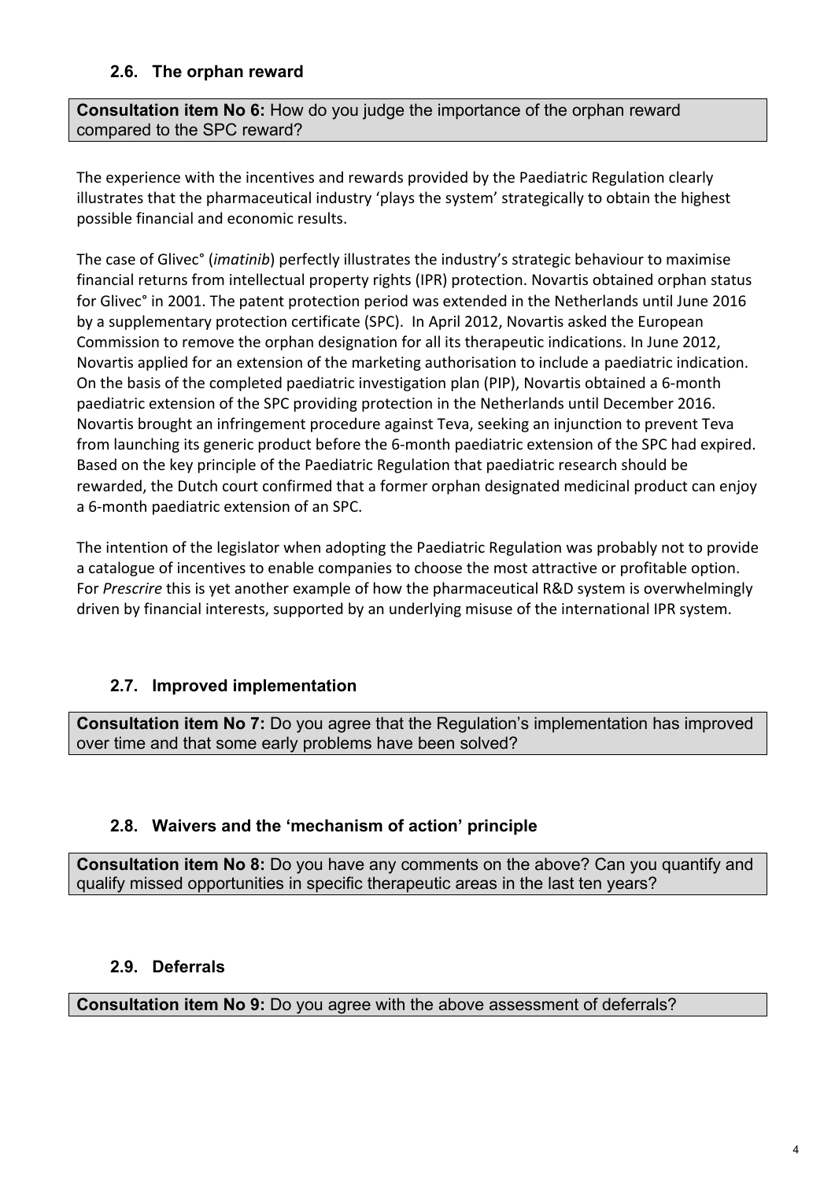### 2.6. The orphan reward

**Consultation item No 6:** How do you judge the importance of the orphan reward compared to the SPC reward?

The experience with the incentives and rewards provided by the Paediatric Regulation clearly illustrates that the pharmaceutical industry 'plays the system' strategically to obtain the highest possible financial and economic results.

The case of Glivec° (*imatinib*) perfectly illustrates the industry's strategic behaviour to maximise financial returns from intellectual property rights (IPR) protection. Novartis obtained orphan status for Glivec° in 2001. The patent protection period was extended in the Netherlands until June 2016 by a supplementary protection certificate (SPC). In April 2012, Novartis asked the European Commission to remove the orphan designation for all its therapeutic indications. In June 2012, Novartis applied for an extension of the marketing authorisation to include a paediatric indication. On the basis of the completed paediatric investigation plan (PIP), Novartis obtained a 6-month paediatric extension of the SPC providing protection in the Netherlands until December 2016. Novartis brought an infringement procedure against Teva, seeking an injunction to prevent Teva from launching its generic product before the 6-month paediatric extension of the SPC had expired. Based on the key principle of the Paediatric Regulation that paediatric research should be rewarded, the Dutch court confirmed that a former orphan designated medicinal product can enjoy a 6-month paediatric extension of an SPC.

The intention of the legislator when adopting the Paediatric Regulation was probably not to provide a catalogue of incentives to enable companies to choose the most attractive or profitable option. For *Prescrire* this is yet another example of how the pharmaceutical R&D system is overwhelmingly driven by financial interests, supported by an underlying misuse of the international IPR system.

### 2.7. Improved implementation

**Consultation item No 7:** Do you agree that the Regulation's implementation has improved over time and that some early problems have been solved?

### 2.8. Waivers and the 'mechanism of action' principle

**Consultation item No 8:** Do you have any comments on the above? Can you quantify and qualify missed opportunities in specific therapeutic areas in the last ten years?

### 2.9. Deferrals

**Consultation item No 9:** Do you agree with the above assessment of deferrals?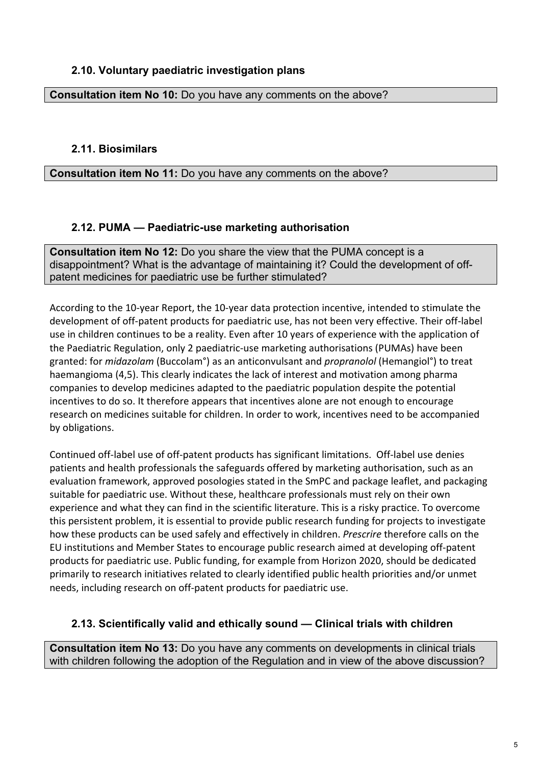### 2.10. Voluntary paediatric investigation plans

**Consultation item No 10:** Do you have any comments on the above?

### 2.11. Biosimilars

**Consultation item No 11:** Do you have any comments on the above?

### 2.12. PUMA — Paediatric-use marketing authorisation

**Consultation item No 12:** Do you share the view that the PUMA concept is a disappointment? What is the advantage of maintaining it? Could the development of off-patent medicines for paediatric use be further stimulated?

According to the 10-year Report, the 10-year data protection incentive, intended to stimulate the development of off-patent products for paediatric use, has not been very effective. Their off-label use in children continues to be a reality. Even after 10 years of experience with the application of the Paediatric Regulation, only 2 paediatric-use marketing authorisations (PUMAs) have been granted: for *midazolam* (Buccolam°) as an anticonvulsant and *propranolol* (Hemangiol°) to treat haemangioma (4,5). This clearly indicates the lack of interest and motivation among pharma companies to develop medicines adapted to the paediatric population despite the potential incentives to do so. It therefore appears that incentives alone are not enough to encourage research on medicines suitable for children. In order to work, incentives need to be accompanied by obligations.

Continued off-label use of off-patent products has significant limitations. Off-label use denies patients and health professionals the safeguards offered by marketing authorisation, such as an evaluation framework, approved posologies stated in the SmPC and package leaflet, and packaging suitable for paediatric use. Without these, healthcare professionals must rely on their own experience and what they can find in the scientific literature. This is a risky practice. To overcome this persistent problem, it is essential to provide public research funding for projects to investigate how these products can be used safely and effectively in children. *Prescrire* therefore calls on the EU institutions and Member States to encourage public research aimed at developing off-patent products for paediatric use. Public funding, for example from Horizon 2020, should be dedicated primarily to research initiatives related to clearly identified public health priorities and/or unmet needs, including research on off-patent products for paediatric use.

### 2.13. Scientifically valid and ethically sound — Clinical trials with children

**Consultation item No 13:** Do you have any comments on developments in clinical trials with children following the adoption of the Regulation and in view of the above discussion?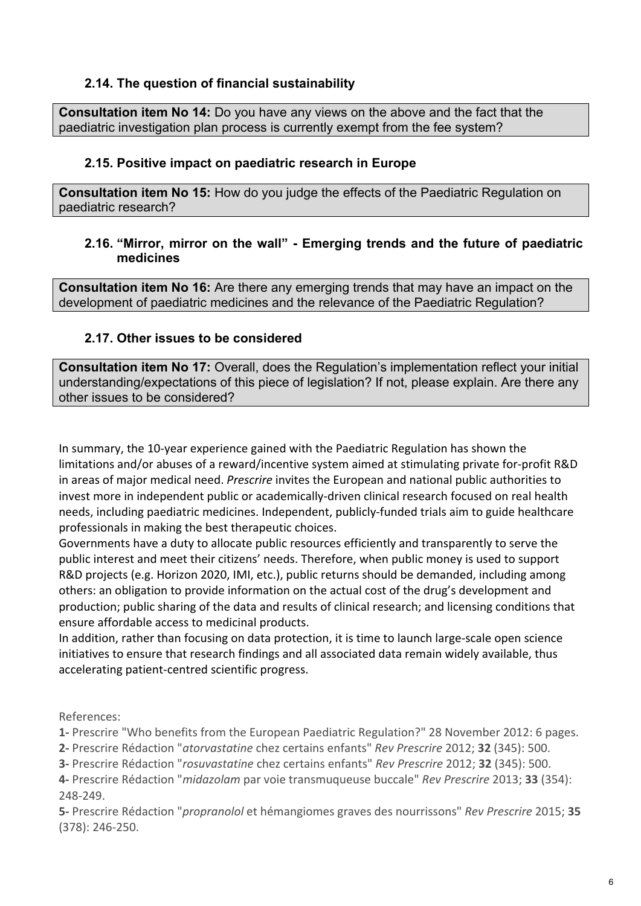### 2.14. The question of financial sustainability

**Consultation item No 14:** Do you have any views on the above and the fact that the paediatric investigation plan process is currently exempt from the fee system?

### 2.15. Positive impact on paediatric research in Europe

**Consultation item No 15:** How do you judge the effects of the Paediatric Regulation on paediatric research?

### 2.16. "Mirror, mirror on the wall" - Emerging trends and the future of paediatric medicines

**Consultation item No 16:** Are there any emerging trends that may have an impact on the development of paediatric medicines and the relevance of the Paediatric Regulation?

### 2.17. Other issues to be considered

**Consultation item No 17:** Overall, does the Regulation's implementation reflect your initial understanding/expectations of this piece of legislation? If not, please explain. Are there any other issues to be considered?

In summary, the 10-year experience gained with the Paediatric Regulation has shown the limitations and/or abuses of a reward/incentive system aimed at stimulating private for-profit R&D in areas of major medical need. *Prescrire* invites the European and national public authorities to invest more in independent public or academically-driven clinical research focused on real health needs, including paediatric medicines. Independent, publicly-funded trials aim to guide healthcare professionals in making the best therapeutic choices.
Governments have a duty to allocate public resources efficiently and transparently to serve the public interest and meet their citizens' needs. Therefore, when public money is used to support R&D projects (e.g. Horizon 2020, IMI, etc.), public returns should be demanded, including among others: an obligation to provide information on the actual cost of the drug's development and production; public sharing of the data and results of clinical research; and licensing conditions that ensure affordable access to medicinal products.
In addition, rather than focusing on data protection, it is time to launch large-scale open science initiatives to ensure that research findings and all associated data remain widely available, thus accelerating patient-centred scientific progress.

References:

**1-** Prescrire "Who benefits from the European Paediatric Regulation?" 28 November 2012: 6 pages.
**2-** Prescrire Rédaction "*atorvastatine* chez certains enfants" *Rev Prescrire* 2012; **32** (345): 500.
**3-** Prescrire Rédaction "*rosuvastatine* chez certains enfants" *Rev Prescrire* 2012; **32** (345): 500.
**4-** Prescrire Rédaction "*midazolam* par voie transmuqueuse buccale" *Rev Prescrire* 2013; **33** (354): 248-249.
**5-** Prescrire Rédaction "*propranolol* et hémangiomes graves des nourrissons" *Rev Prescrire* 2015; **35** (378): 246-250.